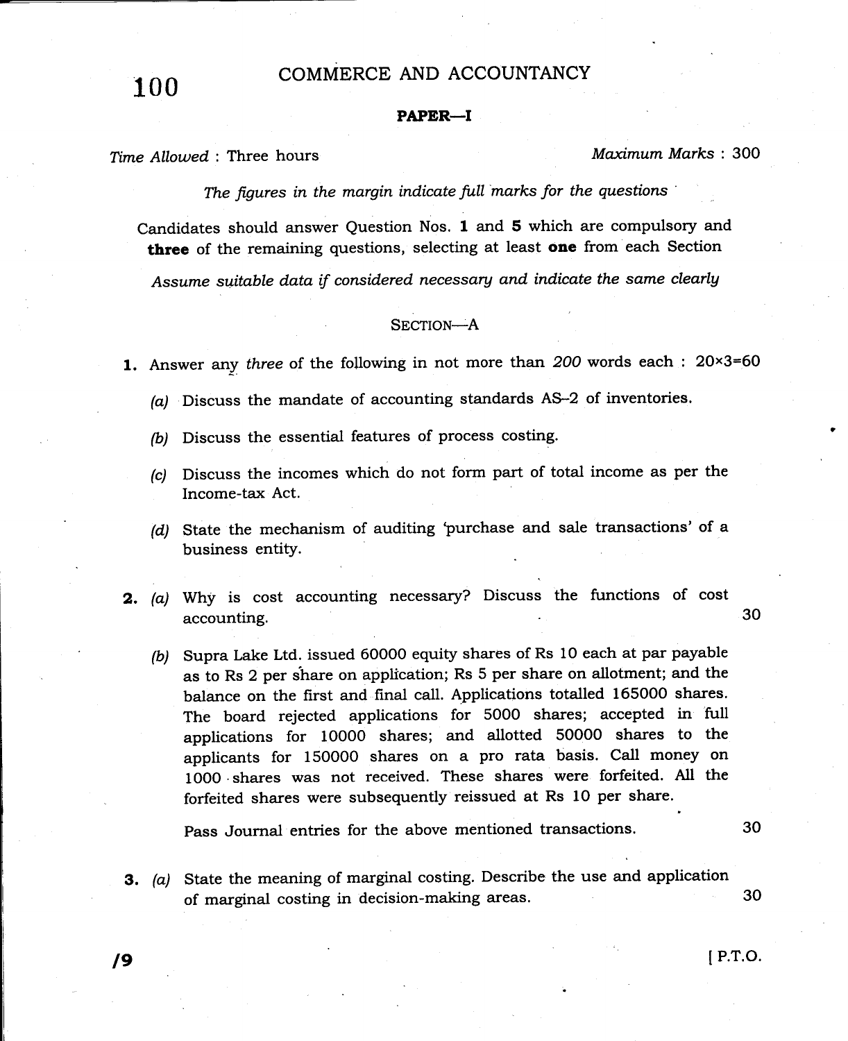# 100 COMMERCE AND ACCOUNTANCY

## PAPER—I

*Time Allowed* : Three hours *Maximum Marks* : 300

*The figures in the margin indicate full marks for the questions*

Candidates should answer Question Nos. **1** and **5** which are compulsory and **three** of the remaining questions, selecting at least **one** from each Section

*Assume suitable data if considered necessary and indicate the same clearly*

### SECTION—A

**1.** Answer any *three* of the following in not more than *200* words each : 20×3=60

*(a)* Discuss the mandate of accounting standards AS-2 of inventories.

*(b)* Discuss the essential features of process costing.

*(c)* Discuss the incomes which do not form part of total income as per the Income-tax Act.

*(d)* State the mechanism of auditing 'purchase and sale transactions' of a business entity.

**2.** *(a)* Why is cost accounting necessary? Discuss the functions of cost accounting. 30

*(b)* Supra Lake Ltd. issued 60000 equity shares of Rs 10 each at par payable as to Rs 2 per share on application; Rs 5 per share on allotment; and the balance on the first and final call. Applications totalled 165000 shares. The board rejected applications for 5000 shares; accepted in full applications for 10000 shares; and allotted 50000 shares to the applicants for 150000 shares on a pro rata basis. Call money on 1000 shares was not received. These shares were forfeited. All the forfeited shares were subsequently reissued at Rs 10 per share.

Pass Journal entries for the above mentioned transactions. 30

**3.** *(a)* State the meaning of marginal costing. Describe the use and application of marginal costing in decision-making areas. 30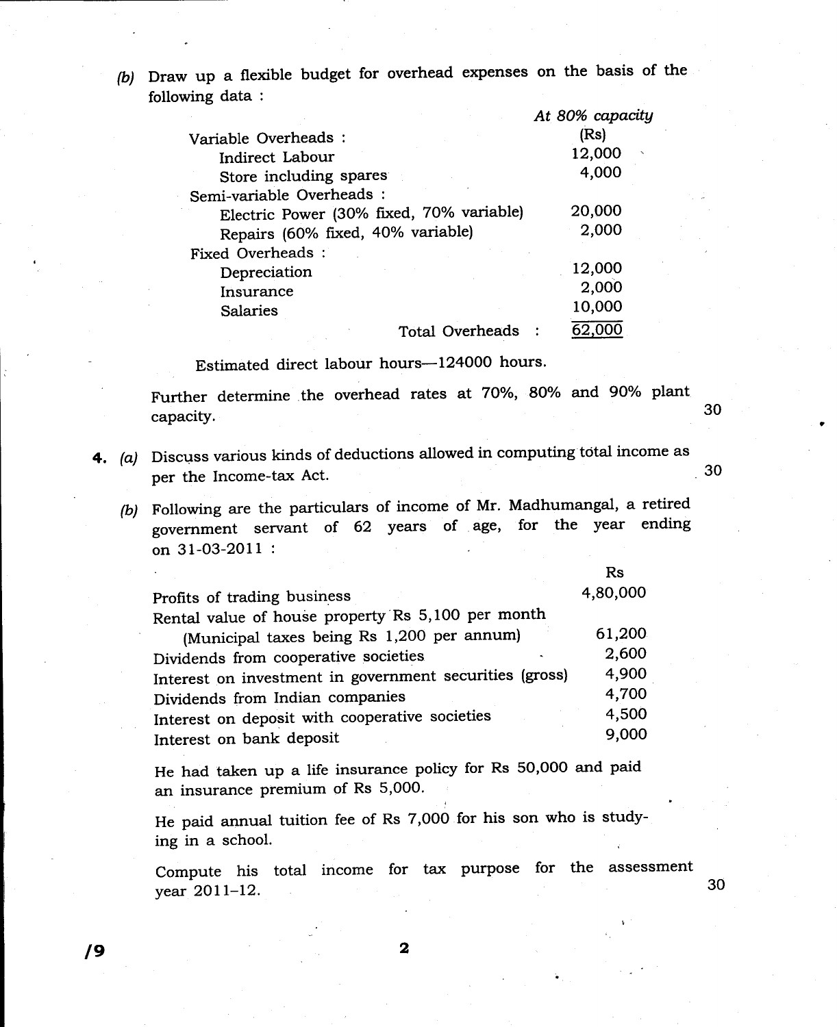(b) Draw up a flexible budget for overhead expenses on the basis of the following data :

| | At 80% capacity (Rs) |
|---|---|
| Variable Overheads : | |
| Indirect Labour | 12,000 |
| Store including spares | 4,000 |
| Semi-variable Overheads : | |
| Electric Power (30% fixed, 70% variable) | 20,000 |
| Repairs (60% fixed, 40% variable) | 2,000 |
| Fixed Overheads : | |
| Depreciation | 12,000 |
| Insurance | 2,000 |
| Salaries | 10,000 |
| Total Overheads : | 62,000 |

Estimated direct labour hours—124000 hours.

Further determine the overhead rates at 70%, 80% and 90% plant capacity. 30

**4.** (a) Discuss various kinds of deductions allowed in computing total income as per the Income-tax Act. 30

(b) Following are the particulars of income of Mr. Madhumangal, a retired government servant of 62 years of age, for the year ending on 31-03-2011 :

| | Rs |
|---|---|
| Profits of trading business | 4,80,000 |
| Rental value of house property Rs 5,100 per month (Municipal taxes being Rs 1,200 per annum) | 61,200 |
| Dividends from cooperative societies | 2,600 |
| Interest on investment in government securities (gross) | 4,900 |
| Dividends from Indian companies | 4,700 |
| Interest on deposit with cooperative societies | 4,500 |
| Interest on bank deposit | 9,000 |

He had taken up a life insurance policy for Rs 50,000 and paid an insurance premium of Rs 5,000.

He paid annual tuition fee of Rs 7,000 for his son who is studying in a school.

Compute his total income for tax purpose for the assessment year 2011–12. 30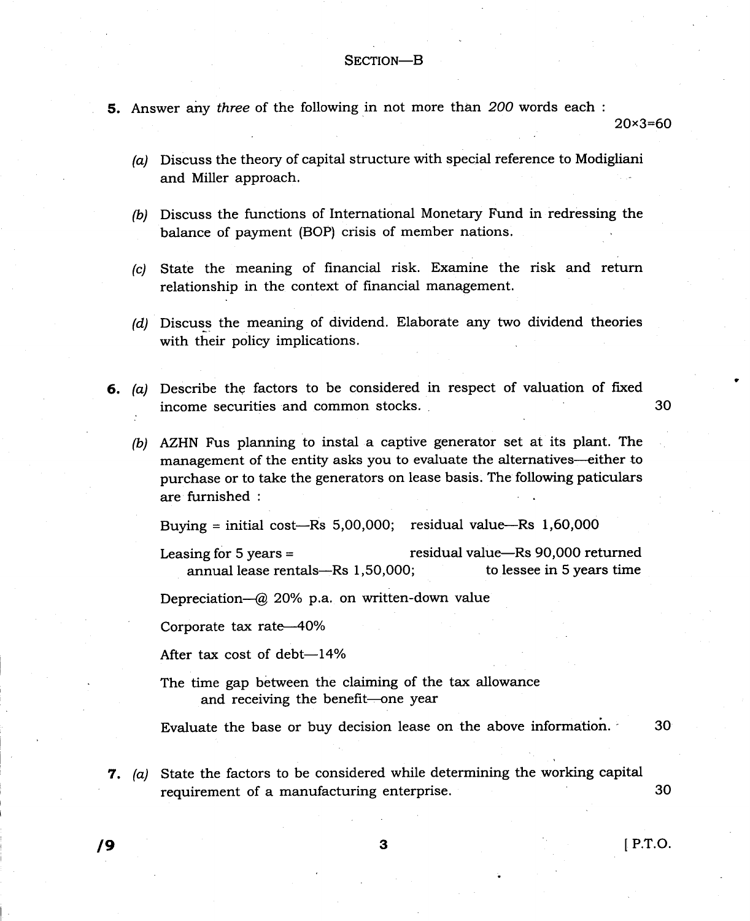## SECTION—B

**5.** Answer any *three* of the following in not more than *200* words each : 20×3=60

*(a)* Discuss the theory of capital structure with special reference to Modigliani and Miller approach.

*(b)* Discuss the functions of International Monetary Fund in redressing the balance of payment (BOP) crisis of member nations.

*(c)* State the meaning of financial risk. Examine the risk and return relationship in the context of financial management.

*(d)* Discuss the meaning of dividend. Elaborate any two dividend theories with their policy implications.

**6.** *(a)* Describe the factors to be considered in respect of valuation of fixed income securities and common stocks. 30

*(b)* AZHN Fus planning to instal a captive generator set at its plant. The management of the entity asks you to evaluate the alternatives—either to purchase or to take the generators on lease basis. The following paticulars are furnished :

Buying = initial cost—Rs 5,00,000; residual value—Rs 1,60,000

Leasing for 5 years = annual lease rentals—Rs 1,50,000; residual value—Rs 90,000 returned to lessee in 5 years time

Depreciation—@ 20% p.a. on written-down value

Corporate tax rate—40%

After tax cost of debt—14%

The time gap between the claiming of the tax allowance and receiving the benefit—one year

Evaluate the base or buy decision lease on the above information. 30

**7.** *(a)* State the factors to be considered while determining the working capital requirement of a manufacturing enterprise. 30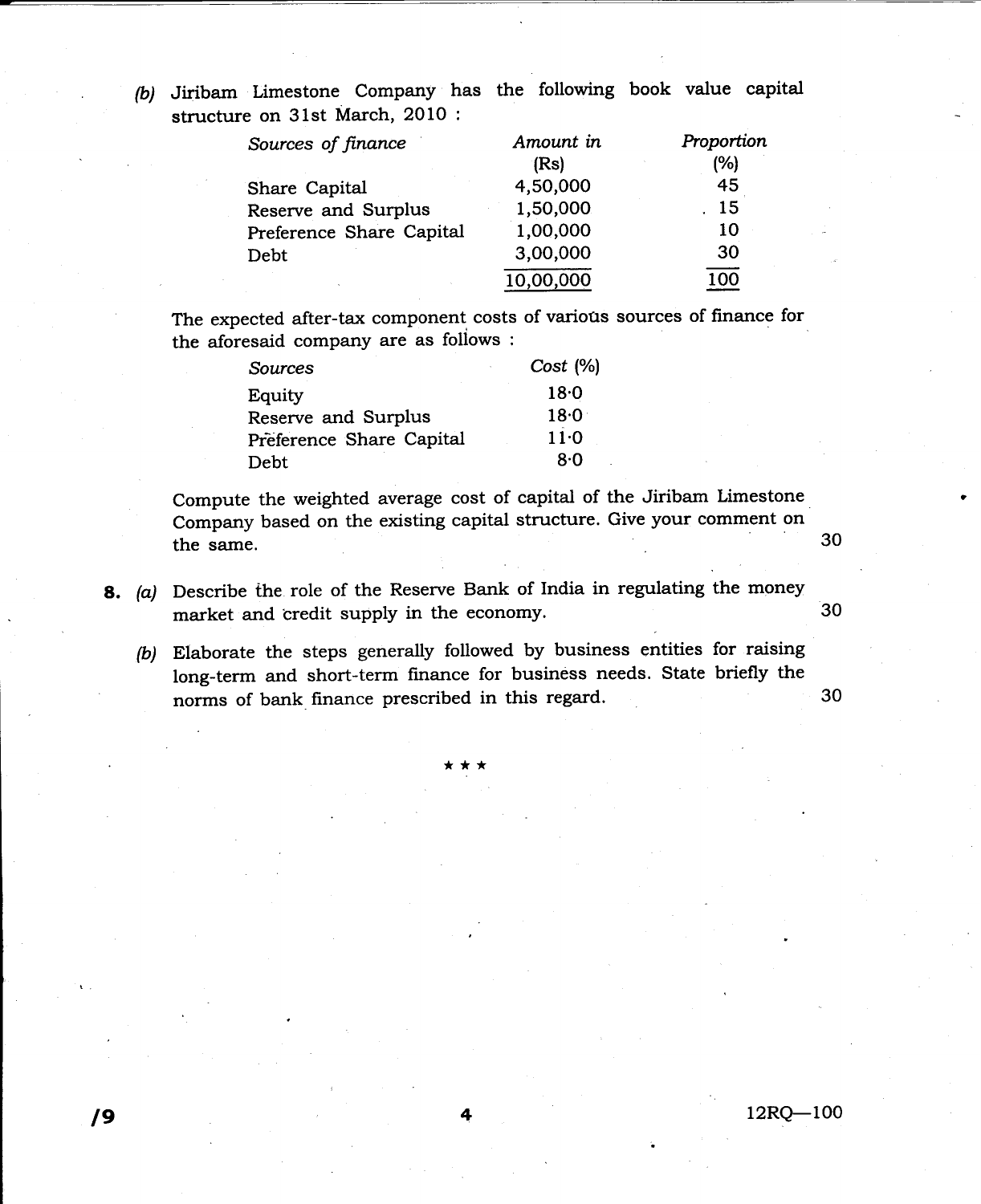(b) Jiribam Limestone Company has the following book value capital structure on 31st March, 2010 :

| Sources of finance | Amount in (Rs) | Proportion (%) |
|---|---|---|
| Share Capital | 4,50,000 | 45 |
| Reserve and Surplus | 1,50,000 | 15 |
| Preference Share Capital | 1,00,000 | 10 |
| Debt | 3,00,000 | 30 |
| | 10,00,000 | 100 |

The expected after-tax component costs of various sources of finance for the aforesaid company are as follows :

| Sources | Cost (%) |
|---|---|
| Equity | 18·0 |
| Reserve and Surplus | 18·0 |
| Preference Share Capital | 11·0 |
| Debt | 8·0 |

Compute the weighted average cost of capital of the Jiribam Limestone Company based on the existing capital structure. Give your comment on the same. 30

**8.** (a) Describe the role of the Reserve Bank of India in regulating the money market and credit supply in the economy. 30

(b) Elaborate the steps generally followed by business entities for raising long-term and short-term finance for business needs. State briefly the norms of bank finance prescribed in this regard. 30

★ ★ ★